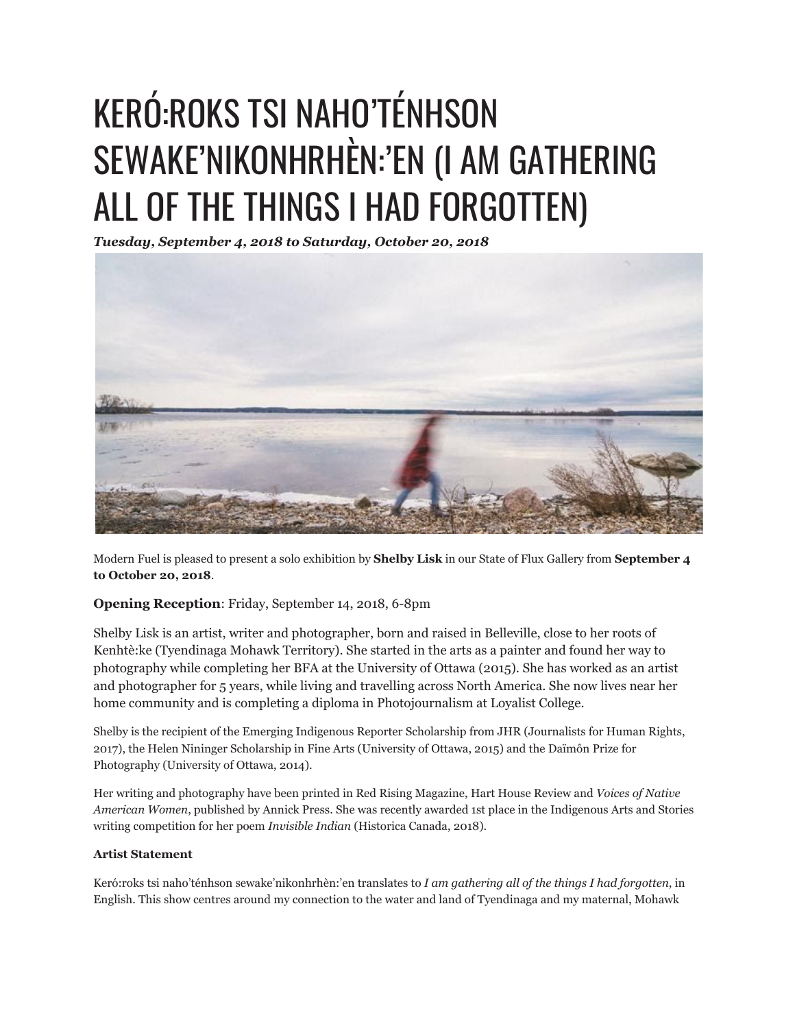# KERÓ:ROKS TSI NAHO'TÉNHSON SEWAKE'NIKONHRHÈN:'EN (I AM GATHERING ALL OF THE THINGS I HAD FORGOTTEN)

***Tuesday, September 4, 2018 to Saturday, October 20, 2018***

Modern Fuel is pleased to present a solo exhibition by **Shelby Lisk** in our State of Flux Gallery from **September 4 to October 20, 2018**.

**Opening Reception**: Friday, September 14, 2018, 6-8pm

Shelby Lisk is an artist, writer and photographer, born and raised in Belleville, close to her roots of Kenhtè:ke (Tyendinaga Mohawk Territory). She started in the arts as a painter and found her way to photography while completing her BFA at the University of Ottawa (2015). She has worked as an artist and photographer for 5 years, while living and travelling across North America. She now lives near her home community and is completing a diploma in Photojournalism at Loyalist College.

Shelby is the recipient of the Emerging Indigenous Reporter Scholarship from JHR (Journalists for Human Rights, 2017), the Helen Nininger Scholarship in Fine Arts (University of Ottawa, 2015) and the Daïmôn Prize for Photography (University of Ottawa, 2014).

Her writing and photography have been printed in Red Rising Magazine, Hart House Review and *Voices of Native American Women*, published by Annick Press. She was recently awarded 1st place in the Indigenous Arts and Stories writing competition for her poem *Invisible Indian* (Historica Canada, 2018).

**Artist Statement**

Keró:roks tsi naho'ténhson sewake'nikonhrhèn:'en translates to *I am gathering all of the things I had forgotten*, in English. This show centres around my connection to the water and land of Tyendinaga and my maternal, Mohawk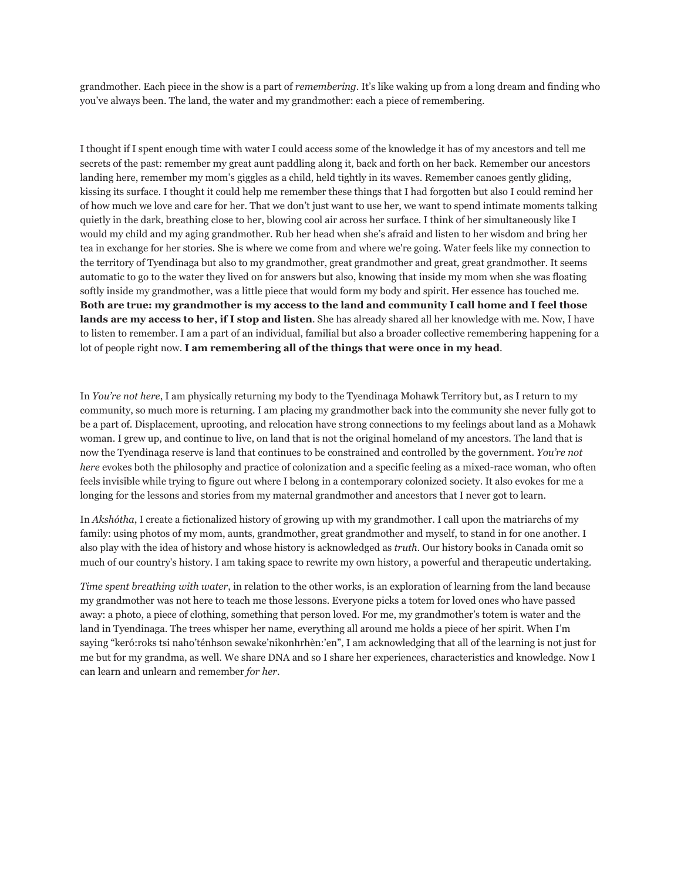grandmother. Each piece in the show is a part of *remembering*. It's like waking up from a long dream and finding who you've always been. The land, the water and my grandmother: each a piece of remembering.

I thought if I spent enough time with water I could access some of the knowledge it has of my ancestors and tell me secrets of the past: remember my great aunt paddling along it, back and forth on her back. Remember our ancestors landing here, remember my mom's giggles as a child, held tightly in its waves. Remember canoes gently gliding, kissing its surface. I thought it could help me remember these things that I had forgotten but also I could remind her of how much we love and care for her. That we don't just want to use her, we want to spend intimate moments talking quietly in the dark, breathing close to her, blowing cool air across her surface. I think of her simultaneously like I would my child and my aging grandmother. Rub her head when she's afraid and listen to her wisdom and bring her tea in exchange for her stories. She is where we come from and where we're going. Water feels like my connection to the territory of Tyendinaga but also to my grandmother, great grandmother and great, great grandmother. It seems automatic to go to the water they lived on for answers but also, knowing that inside my mom when she was floating softly inside my grandmother, was a little piece that would form my body and spirit. Her essence has touched me. **Both are true: my grandmother is my access to the land and community I call home and I feel those lands are my access to her, if I stop and listen**. She has already shared all her knowledge with me. Now, I have to listen to remember. I am a part of an individual, familial but also a broader collective remembering happening for a lot of people right now. **I am remembering all of the things that were once in my head**.

In *You're not here*, I am physically returning my body to the Tyendinaga Mohawk Territory but, as I return to my community, so much more is returning. I am placing my grandmother back into the community she never fully got to be a part of. Displacement, uprooting, and relocation have strong connections to my feelings about land as a Mohawk woman. I grew up, and continue to live, on land that is not the original homeland of my ancestors. The land that is now the Tyendinaga reserve is land that continues to be constrained and controlled by the government. *You're not here* evokes both the philosophy and practice of colonization and a specific feeling as a mixed-race woman, who often feels invisible while trying to figure out where I belong in a contemporary colonized society. It also evokes for me a longing for the lessons and stories from my maternal grandmother and ancestors that I never got to learn.

In *Akshótha*, I create a fictionalized history of growing up with my grandmother. I call upon the matriarchs of my family: using photos of my mom, aunts, grandmother, great grandmother and myself, to stand in for one another. I also play with the idea of history and whose history is acknowledged as *truth*. Our history books in Canada omit so much of our country's history. I am taking space to rewrite my own history, a powerful and therapeutic undertaking.

*Time spent breathing with water*, in relation to the other works, is an exploration of learning from the land because my grandmother was not here to teach me those lessons. Everyone picks a totem for loved ones who have passed away: a photo, a piece of clothing, something that person loved. For me, my grandmother's totem is water and the land in Tyendinaga. The trees whisper her name, everything all around me holds a piece of her spirit. When I'm saying "keró:roks tsi naho'ténhson sewake'nikonhrhèn:'en", I am acknowledging that all of the learning is not just for me but for my grandma, as well. We share DNA and so I share her experiences, characteristics and knowledge. Now I can learn and unlearn and remember *for her*.